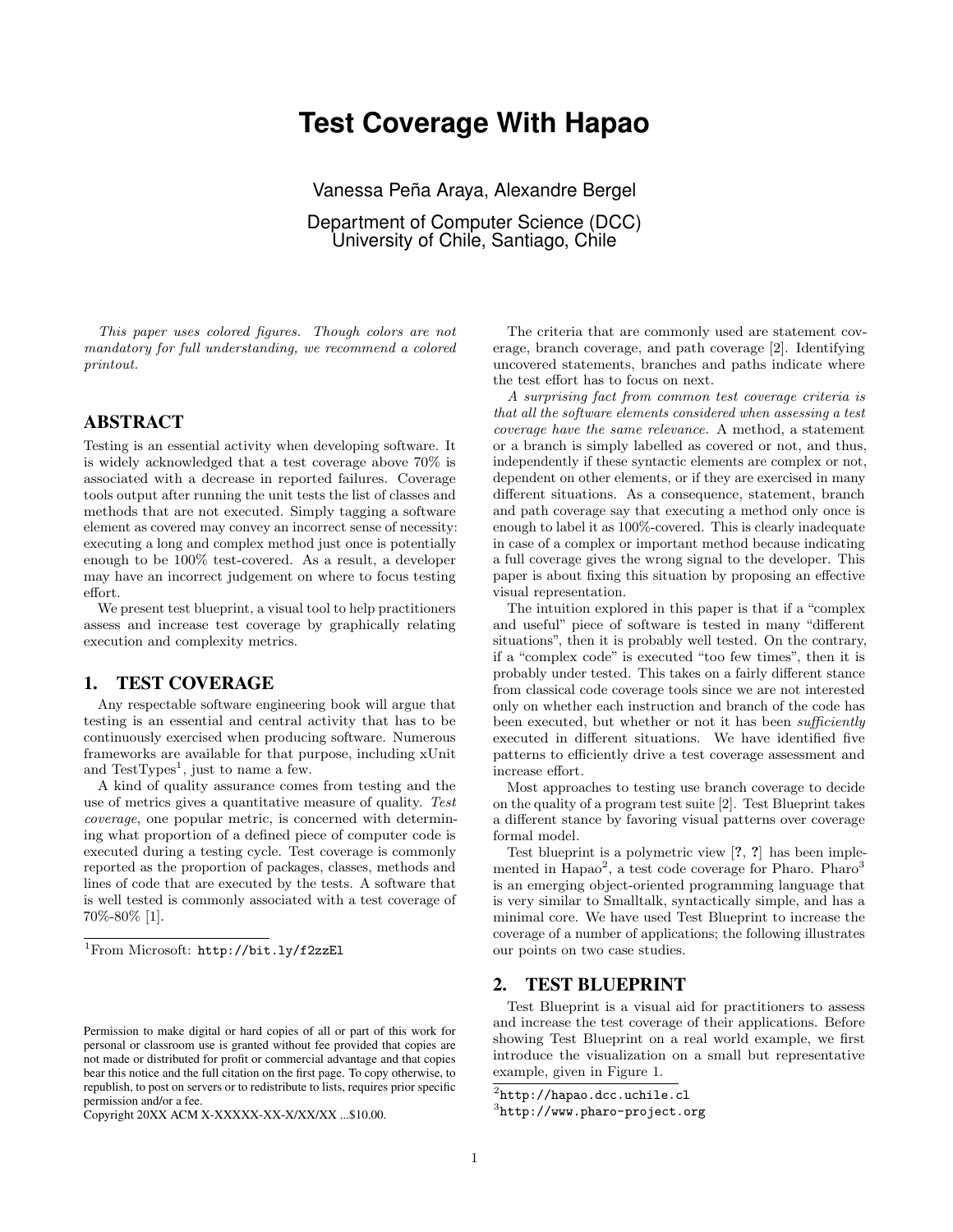# Test Coverage With Hapao

Vanessa Peña Araya, Alexandre Bergel

Department of Computer Science (DCC)
University of Chile, Santiago, Chile

*This paper uses colored figures. Though colors are not mandatory for full understanding, we recommend a colored printout.*

## ABSTRACT

Testing is an essential activity when developing software. It is widely acknowledged that a test coverage above 70% is associated with a decrease in reported failures. Coverage tools output after running the unit tests the list of classes and methods that are not executed. Simply tagging a software element as covered may convey an incorrect sense of necessity: executing a long and complex method just once is potentially enough to be 100% test-covered. As a result, a developer may have an incorrect judgement on where to focus testing effort.

We present test blueprint, a visual tool to help practitioners assess and increase test coverage by graphically relating execution and complexity metrics.

## 1. TEST COVERAGE

Any respectable software engineering book will argue that testing is an essential and central activity that has to be continuously exercised when producing software. Numerous frameworks are available for that purpose, including xUnit and TestTypes[1], just to name a few.

A kind of quality assurance comes from testing and the use of metrics gives a quantitative measure of quality. *Test coverage*, one popular metric, is concerned with determining what proportion of a defined piece of computer code is executed during a testing cycle. Test coverage is commonly reported as the proportion of packages, classes, methods and lines of code that are executed by the tests. A software that is well tested is commonly associated with a test coverage of 70%-80% [1].

[1]From Microsoft: `http://bit.ly/f2zzEl`

Permission to make digital or hard copies of all or part of this work for personal or classroom use is granted without fee provided that copies are not made or distributed for profit or commercial advantage and that copies bear this notice and the full citation on the first page. To copy otherwise, to republish, to post on servers or to redistribute to lists, requires prior specific permission and/or a fee.
Copyright 20XX ACM X-XXXXX-XX-X/XX/XX ...$10.00.

The criteria that are commonly used are statement coverage, branch coverage, and path coverage [2]. Identifying uncovered statements, branches and paths indicate where the test effort has to focus on next.

*A surprising fact from common test coverage criteria is that all the software elements considered when assessing a test coverage have the same relevance.* A method, a statement or a branch is simply labelled as covered or not, and thus, independently if these syntactic elements are complex or not, dependent on other elements, or if they are exercised in many different situations. As a consequence, statement, branch and path coverage say that executing a method only once is enough to label it as 100%-covered. This is clearly inadequate in case of a complex or important method because indicating a full coverage gives the wrong signal to the developer. This paper is about fixing this situation by proposing an effective visual representation.

The intuition explored in this paper is that if a "complex and useful" piece of software is tested in many "different situations", then it is probably well tested. On the contrary, if a "complex code" is executed "too few times", then it is probably under tested. This takes on a fairly different stance from classical code coverage tools since we are not interested only on whether each instruction and branch of the code has been executed, but whether or not it has been *sufficiently* executed in different situations. We have identified five patterns to efficiently drive a test coverage assessment and increase effort.

Most approaches to testing use branch coverage to decide on the quality of a program test suite [2]. Test Blueprint takes a different stance by favoring visual patterns over coverage formal model.

Test blueprint is a polymetric view [**?**, **?**] has been implemented in Hapao[2], a test code coverage for Pharo. Pharo[3] is an emerging object-oriented programming language that is very similar to Smalltalk, syntactically simple, and has a minimal core. We have used Test Blueprint to increase the coverage of a number of applications; the following illustrates our points on two case studies.

## 2. TEST BLUEPRINT

Test Blueprint is a visual aid for practitioners to assess and increase the test coverage of their applications. Before showing Test Blueprint on a real world example, we first introduce the visualization on a small but representative example, given in Figure 1.

[2]`http://hapao.dcc.uchile.cl`

[3]`http://www.pharo-project.org`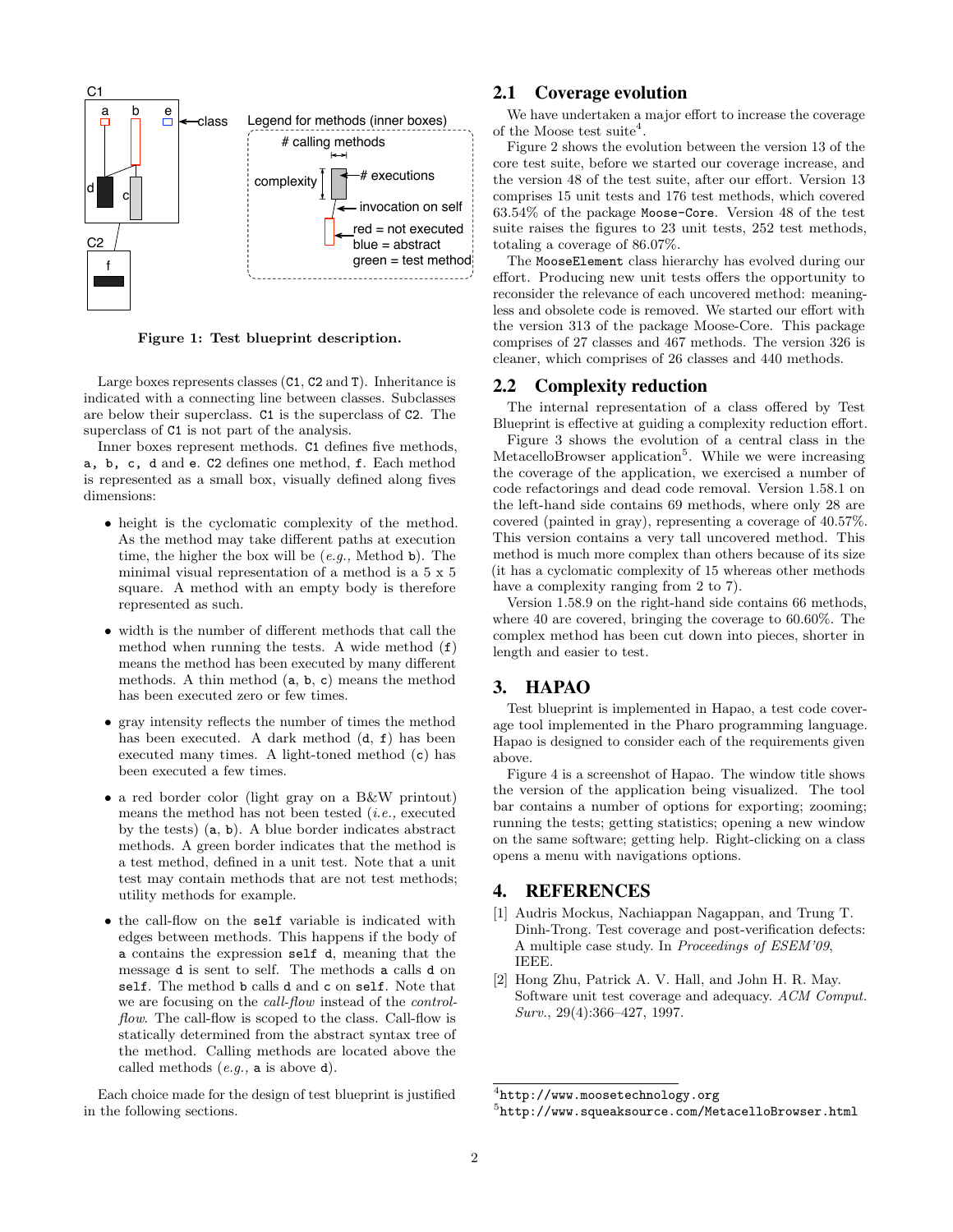Figure 1: Test blueprint description.

Large boxes represents classes (C1, C2 and T). Inheritance is indicated with a connecting line between classes. Subclasses are below their superclass. C1 is the superclass of C2. The superclass of C1 is not part of the analysis.

Inner boxes represent methods. C1 defines five methods, a, b, c, d and e. C2 defines one method, f. Each method is represented as a small box, visually defined along fives dimensions:

- height is the cyclomatic complexity of the method. As the method may take different paths at execution time, the higher the box will be (*e.g.,* Method b). The minimal visual representation of a method is a 5 x 5 square. A method with an empty body is therefore represented as such.
- width is the number of different methods that call the method when running the tests. A wide method (f) means the method has been executed by many different methods. A thin method (a, b, c) means the method has been executed zero or few times.
- gray intensity reflects the number of times the method has been executed. A dark method (d, f) has been executed many times. A light-toned method (c) has been executed a few times.
- a red border color (light gray on a B&W printout) means the method has not been tested (*i.e.,* executed by the tests) (a, b). A blue border indicates abstract methods. A green border indicates that the method is a test method, defined in a unit test. Note that a unit test may contain methods that are not test methods; utility methods for example.
- the call-flow on the `self` variable is indicated with edges between methods. This happens if the body of a contains the expression `self d`, meaning that the message d is sent to self. The methods a calls d on `self`. The method b calls d and c on `self`. Note that we are focusing on the *call-flow* instead of the *control-flow*. The call-flow is scoped to the class. Call-flow is statically determined from the abstract syntax tree of the method. Calling methods are located above the called methods (*e.g.,* a is above d).

Each choice made for the design of test blueprint is justified in the following sections.

## 2.1 Coverage evolution

We have undertaken a major effort to increase the coverage of the Moose test suite[4].

Figure 2 shows the evolution between the version 13 of the core test suite, before we started our coverage increase, and the version 48 of the test suite, after our effort. Version 13 comprises 15 unit tests and 176 test methods, which covered 63.54% of the package `Moose-Core`. Version 48 of the test suite raises the figures to 23 unit tests, 252 test methods, totaling a coverage of 86.07%.

The `MooseElement` class hierarchy has evolved during our effort. Producing new unit tests offers the opportunity to reconsider the relevance of each uncovered method: meaningless and obsolete code is removed. We started our effort with the version 313 of the package Moose-Core. This package comprises of 27 classes and 467 methods. The version 326 is cleaner, which comprises of 26 classes and 440 methods.

## 2.2 Complexity reduction

The internal representation of a class offered by Test Blueprint is effective at guiding a complexity reduction effort.

Figure 3 shows the evolution of a central class in the MetacelloBrowser application[5]. While we were increasing the coverage of the application, we exercised a number of code refactorings and dead code removal. Version 1.58.1 on the left-hand side contains 69 methods, where only 28 are covered (painted in gray), representing a coverage of 40.57%. This version contains a very tall uncovered method. This method is much more complex than others because of its size (it has a cyclomatic complexity of 15 whereas other methods have a complexity ranging from 2 to 7).

Version 1.58.9 on the right-hand side contains 66 methods, where 40 are covered, bringing the coverage to 60.60%. The complex method has been cut down into pieces, shorter in length and easier to test.

# 3. HAPAO

Test blueprint is implemented in Hapao, a test code coverage tool implemented in the Pharo programming language. Hapao is designed to consider each of the requirements given above.

Figure 4 is a screenshot of Hapao. The window title shows the version of the application being visualized. The tool bar contains a number of options for exporting; zooming; running the tests; getting statistics; opening a new window on the same software; getting help. Right-clicking on a class opens a menu with navigations options.

# 4. REFERENCES

[1] Audris Mockus, Nachiappan Nagappan, and Trung T. Dinh-Trong. Test coverage and post-verification defects: A multiple case study. In *Proceedings of ESEM'09*, IEEE.

[2] Hong Zhu, Patrick A. V. Hall, and John H. R. May. Software unit test coverage and adequacy. *ACM Comput. Surv.*, 29(4):366–427, 1997.

[4] http://www.moosetechnology.org

[5] http://www.squeaksource.com/MetacelloBrowser.html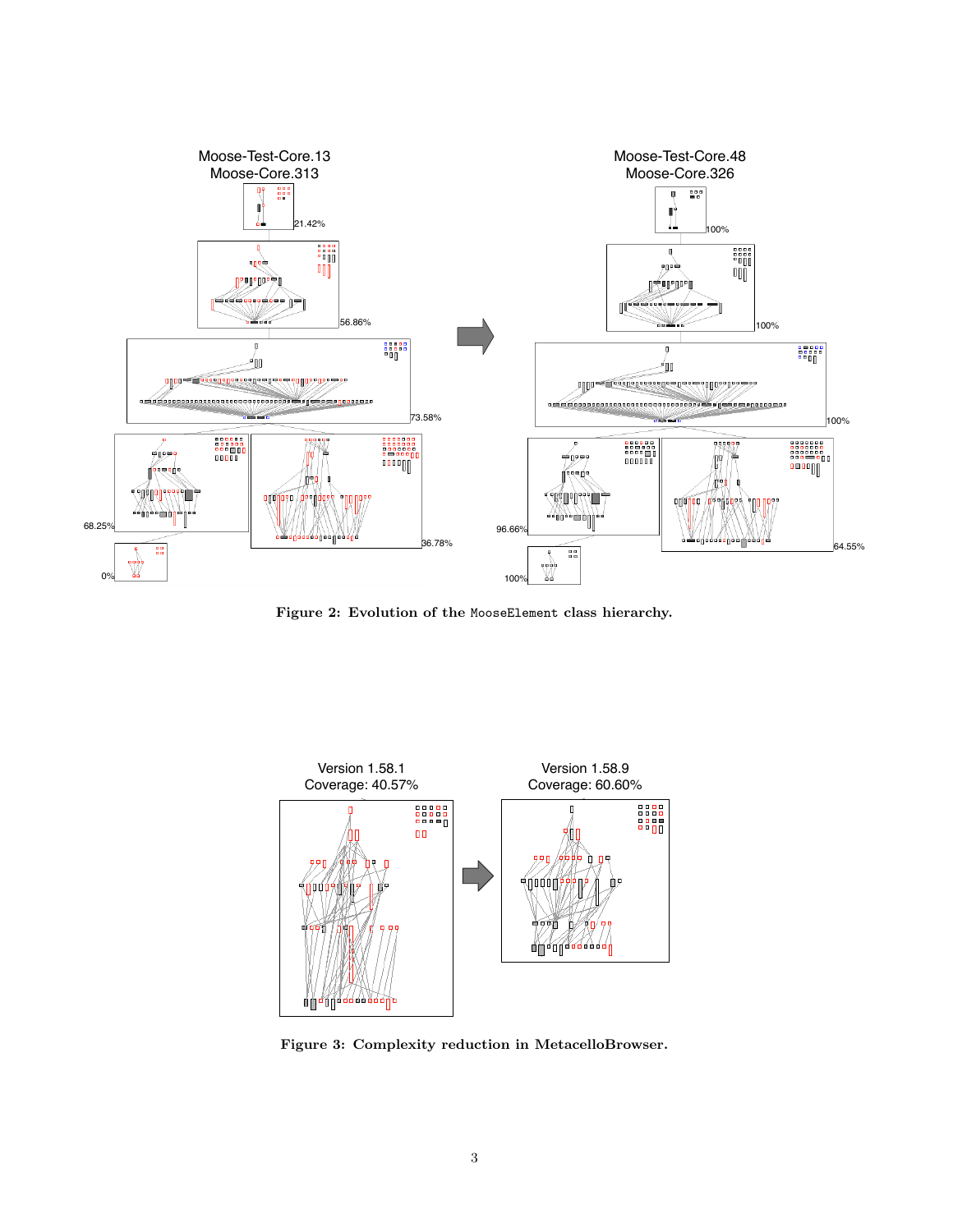Moose-Test-Core.13
Moose-Core.313

Moose-Test-Core.48
Moose-Core.326

**Figure 2: Evolution of the `MooseElement` class hierarchy.**

Version 1.58.1
Coverage: 40.57%

Version 1.58.9
Coverage: 60.60%

**Figure 3: Complexity reduction in MetacelloBrowser.**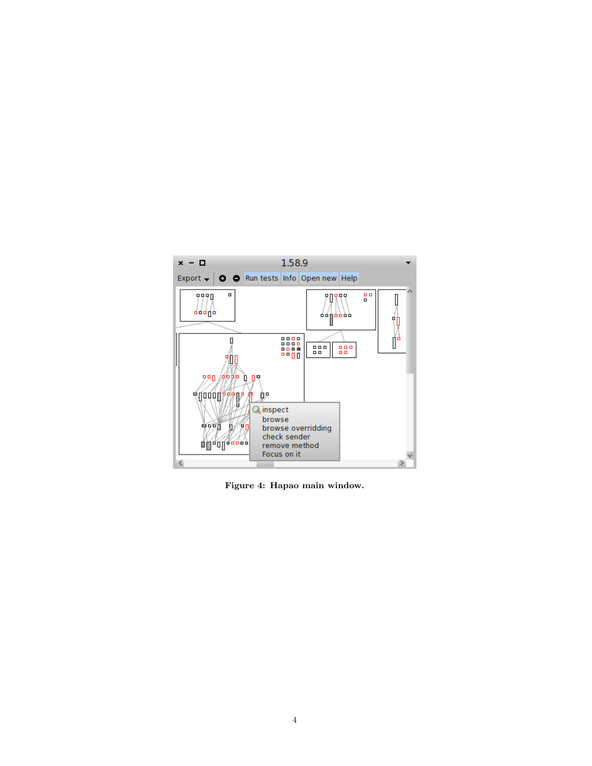1.58.9

Export Run tests Info Open new Help

inspect
browse
browse overridding
check sender
remove method
Focus on it

**Figure 4: Hapao main window.**